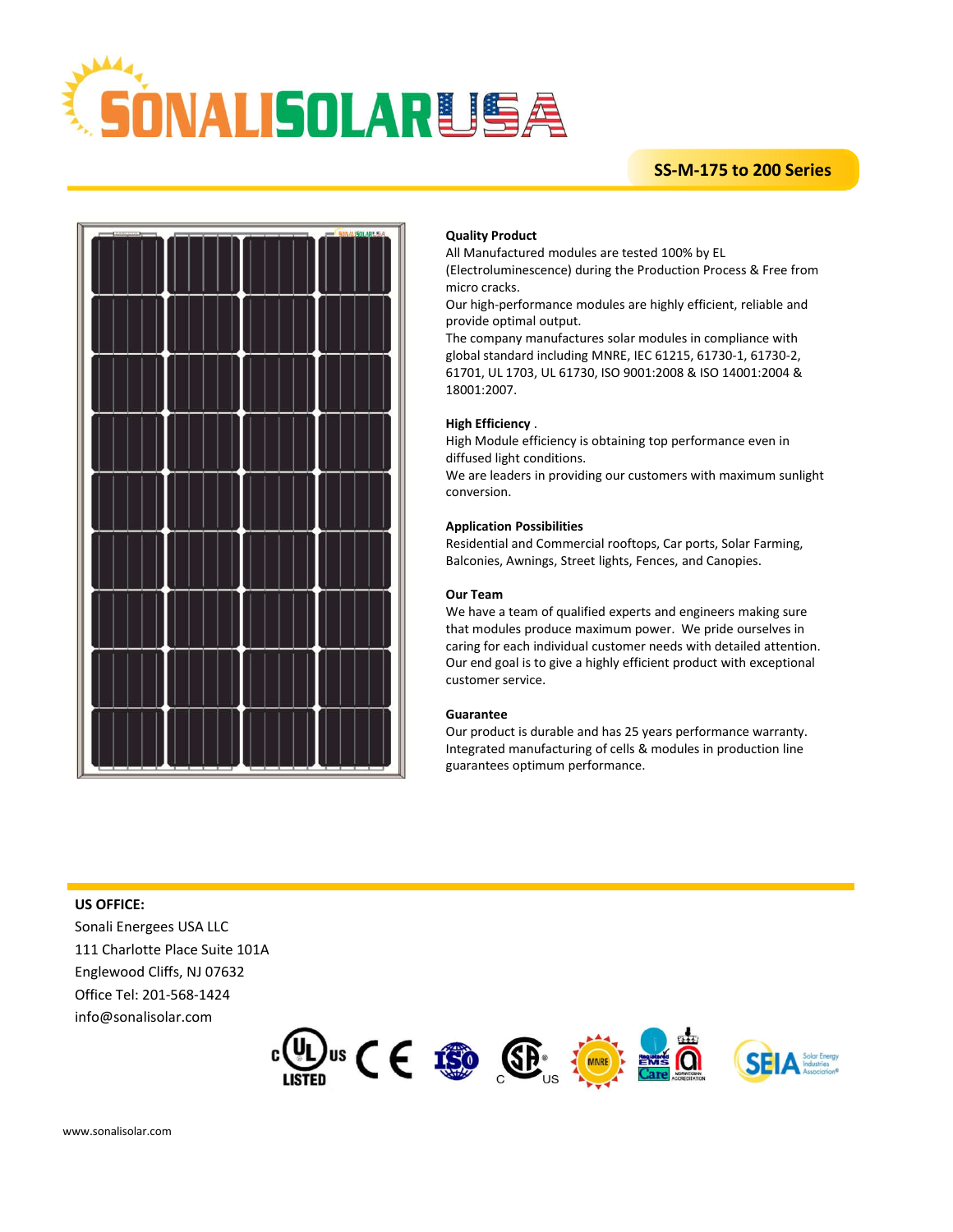# SONALISOLARUSA

## SS-M-175 to 200 Series

### Quality Product

All Manufactured modules are tested 100% by EL (Electroluminescence) during the Production Process & Free from micro cracks.

Our high-performance modules are highly efficient, reliable and provide optimal output.

The company manufactures solar modules in compliance with global standard including MNRE, IEC 61215, 61730-1, 61730-2, 61701, UL 1703, UL 61730, ISO 9001:2008 & ISO 14001:2004 & 18001:2007.

### High Efficiency .

High Module efficiency is obtaining top performance even in diffused light conditions.

We are leaders in providing our customers with maximum sunlight conversion.

### Application Possibilities

Residential and Commercial rooftops, Car ports, Solar Farming, Balconies, Awnings, Street lights, Fences, and Canopies.

### Our Team

We have a team of qualified experts and engineers making sure that modules produce maximum power. We pride ourselves in caring for each individual customer needs with detailed attention. Our end goal is to give a highly efficient product with exceptional customer service.

### Guarantee

Our product is durable and has 25 years performance warranty. Integrated manufacturing of cells & modules in production line guarantees optimum performance.

**US OFFICE:**

Sonali Energees USA LLC
111 Charlotte Place Suite 101A
Englewood Cliffs, NJ 07632
Office Tel: 201-568-1424
info@sonalisolar.com

www.sonalisolar.com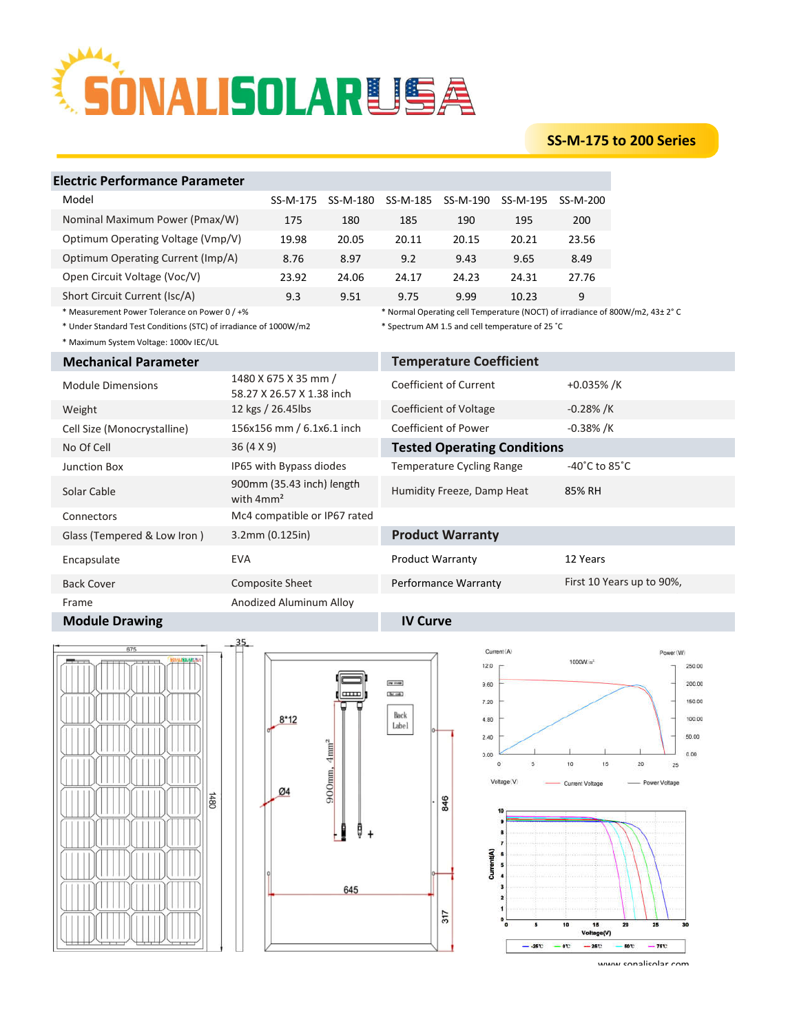# SONALISOLARUSA

**SS-M-175 to 200 Series**

## Electric Performance Parameter

| Model | SS-M-175 | SS-M-180 | SS-M-185 | SS-M-190 | SS-M-195 | SS-M-200 |
|---|---|---|---|---|---|---|
| Nominal Maximum Power (Pmax/W) | 175 | 180 | 185 | 190 | 195 | 200 |
| Optimum Operating Voltage (Vmp/V) | 19.98 | 20.05 | 20.11 | 20.15 | 20.21 | 23.56 |
| Optimum Operating Current (Imp/A) | 8.76 | 8.97 | 9.2 | 9.43 | 9.65 | 8.49 |
| Open Circuit Voltage (Voc/V) | 23.92 | 24.06 | 24.17 | 24.23 | 24.31 | 27.76 |
| Short Circuit Current (Isc/A) | 9.3 | 9.51 | 9.75 | 9.99 | 10.23 | 9 |

\* Measurement Power Tolerance on Power 0 / +%

\* Under Standard Test Conditions (STC) of irradiance of 1000W/m2

\* Maximum System Voltage: 1000v IEC/UL

\* Normal Operating cell Temperature (NOCT) of irradiance of 800W/m2, 43± 2° C

\* Spectrum AM 1.5 and cell temperature of 25 ˚C

## Mechanical Parameter

| | |
|---|---|
| Module Dimensions | 1480 X 675 X 35 mm / 58.27 X 26.57 X 1.38 inch |
| Weight | 12 kgs / 26.45lbs |
| Cell Size (Monocrystalline) | 156x156 mm / 6.1x6.1 inch |
| No Of Cell | 36 (4 X 9) |
| Junction Box | IP65 with Bypass diodes |
| Solar Cable | 900mm (35.43 inch) length with 4mm² |
| Connectors | Mc4 compatible or IP67 rated |
| Glass (Tempered & Low Iron ) | 3.2mm (0.125in) |
| Encapsulate | EVA |
| Back Cover | Composite Sheet |
| Frame | Anodized Aluminum Alloy |

## Temperature Coefficient

| | |
|---|---|
| Coefficient of Current | +0.035% /K |
| Coefficient of Voltage | -0.28% /K |
| Coefficient of Power | -0.38% /K |

## Tested Operating Conditions

| | |
|---|---|
| Temperature Cycling Range | -40˚C to 85˚C |
| Humidity Freeze, Damp Heat | 85% RH |

## Product Warranty

| | |
|---|---|
| Product Warranty | 12 Years |
| Performance Warranty | First 10 Years up to 90%, |

## Module Drawing

675
35
1480
8*12
Ø4
900mm, 4mm²
Back Label
846
645
317

## IV Curve

Current (A)
Power (W)
1000W/m²
Voltage (V)
Current Voltage
Power Voltage

Current(A)
Voltage(V)
-25℃ 0℃ 25℃ 50℃ 75℃

www.sonalisolar.com